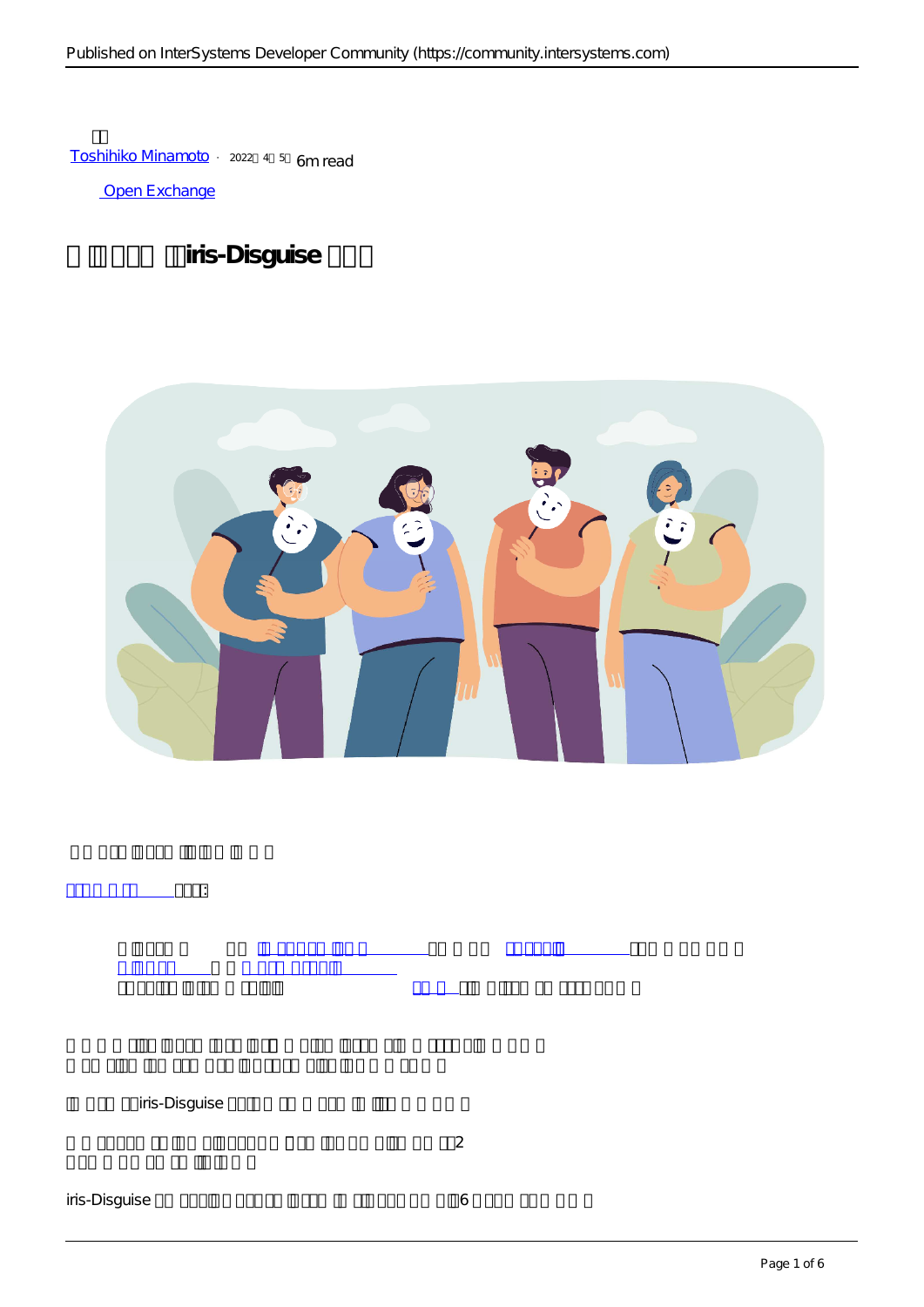Toshihiko Minamoto · 2022 4 5 6m read

Open Exchange

# iris-Disguise

iris-Disguise

2

iris-Disguise 6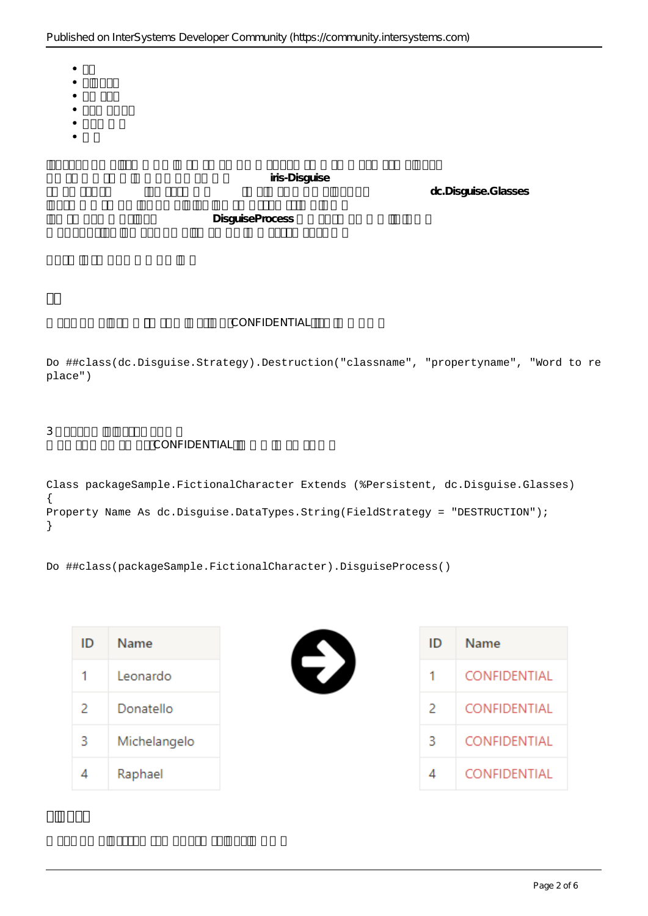- □□
- □□□□□
- □□ □□□
- □□□ □□□□
- □□□ □ □
- □ □

□□□□□□ □□ □□□□ □ □□ □ □□ □□ □□ □□ □□ □ □□□□□ □□ □ □□ □ □□□ □□□ □□□□□ □□ □□ □ □ □□ □ □□ □ □ □□ □□ □□ □ □ **iris-Disguise** □□ □□ □□□□□ □□□ □□□□ □ □ □□ □□□ □□ □□ □ □□□□□□ **dc.Disguise.Glasses** □□□□ □ □ □□ □□ □□□□ □□□□ □□ □□ □□ □□□□□ □□□ □□□ □ □□□ □□ □□□ □ □□□□ **DisguiseProcess** □ □ □□□□ □□ □ □ □□□□ □ □ □□□□□□□□ □□ □□□□ □□ □□□ □□ □□ □□ □ □□□□□ □□□□ □ □

□□□□ □□ □□□ □ □ □□ □□ □

## □□

□ □□□□ □□ □□□ □ □□ □□□ □ □□□□ □□CONFIDENTIAL□□□ □□ □ □ □ □

```
Do ##class(dc.Disguise.Strategy).Destruction("classname", "propertyname", "Word to replace")
```

3 □□□□□□ □□□□□□ □□□ □
□ □□ □□□ □□ □□ □□CONFIDENTIAL□□ □ □ □□ □□ □□□ □

```
Class packageSample.FictionalCharacter Extends (%Persistent, dc.Disguise.Glasses)
{
Property Name As dc.Disguise.DataTypes.String(FieldStrategy = "DESTRUCTION");
}
```

```
Do ##class(packageSample.FictionalCharacter).DisguiseProcess()
```

| ID | Name |
|---|---|
| 1 | Leonardo |
| 2 | Donatello |
| 3 | Michelangelo |
| 4 | Raphael |

| ID | Name |
|---|---|
| 1 | CONFIDENTIAL |
| 2 | CONFIDENTIAL |
| 3 | CONFIDENTIAL |
| 4 | CONFIDENTIAL |

## □□ □□□

□ □□□□ □□ □□□□□□ □□□ □□□□□ □□□□□ □ □ □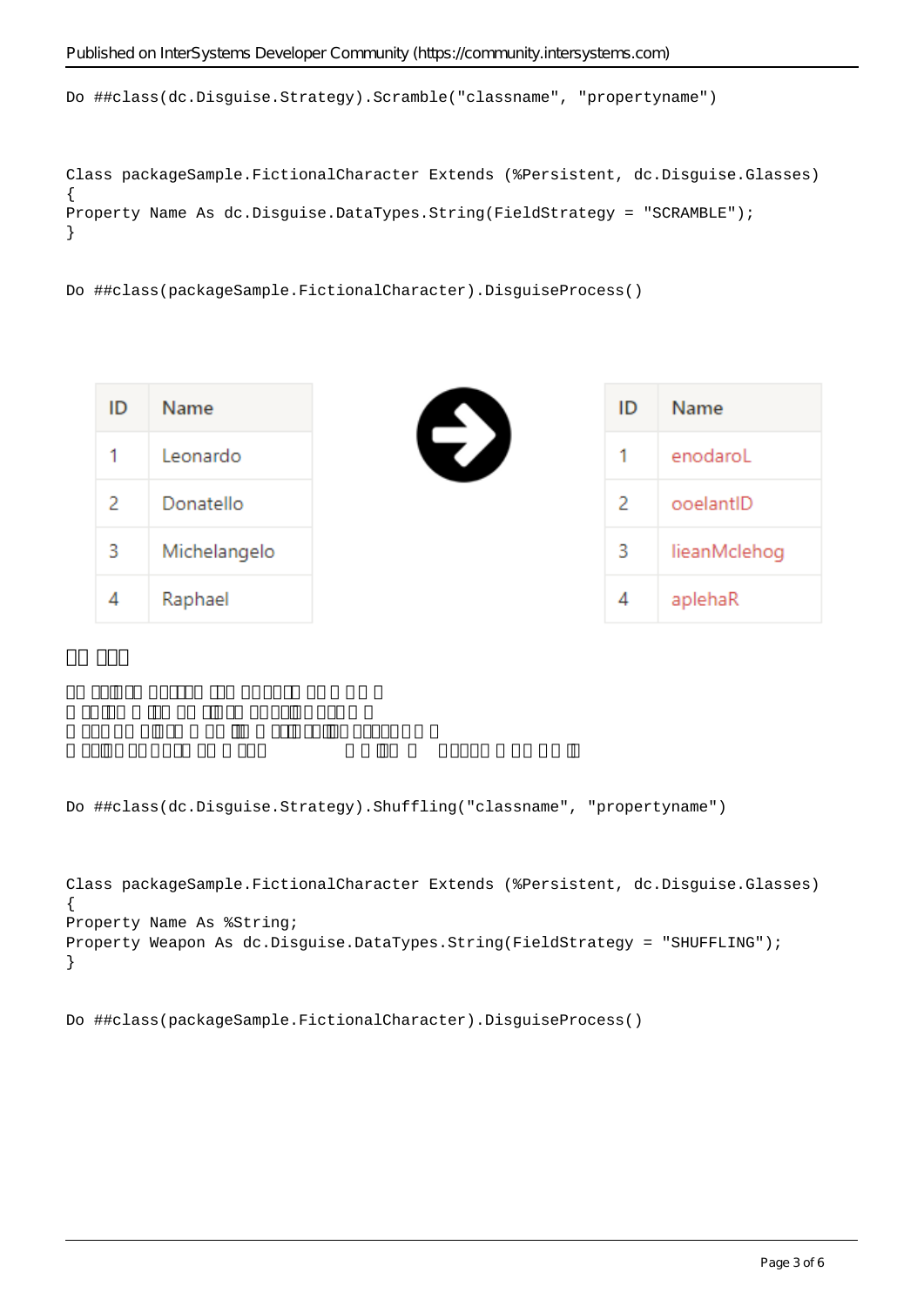```
Do ##class(dc.Disguise.Strategy).Scramble("classname", "propertyname")
```

```
Class packageSample.FictionalCharacter Extends (%Persistent, dc.Disguise.Glasses)
{
Property Name As dc.Disguise.DataTypes.String(FieldStrategy = "SCRAMBLE");
}
```

```
Do ##class(packageSample.FictionalCharacter).DisguiseProcess()
```

| ID | Name |
| --- | --- |
| 1 | Leonardo |
| 2 | Donatello |
| 3 | Michelangelo |
| 4 | Raphael |

| ID | Name |
| --- | --- |
| 1 | enodaroL |
| 2 | ooelantID |
| 3 | lieanMclehog |
| 4 | aplehaR |

```
Do ##class(dc.Disguise.Strategy).Shuffling("classname", "propertyname")
```

```
Class packageSample.FictionalCharacter Extends (%Persistent, dc.Disguise.Glasses)
{
Property Name As %String;
Property Weapon As dc.Disguise.DataTypes.String(FieldStrategy = "SHUFFLING");
}
```

```
Do ##class(packageSample.FictionalCharacter).DisguiseProcess()
```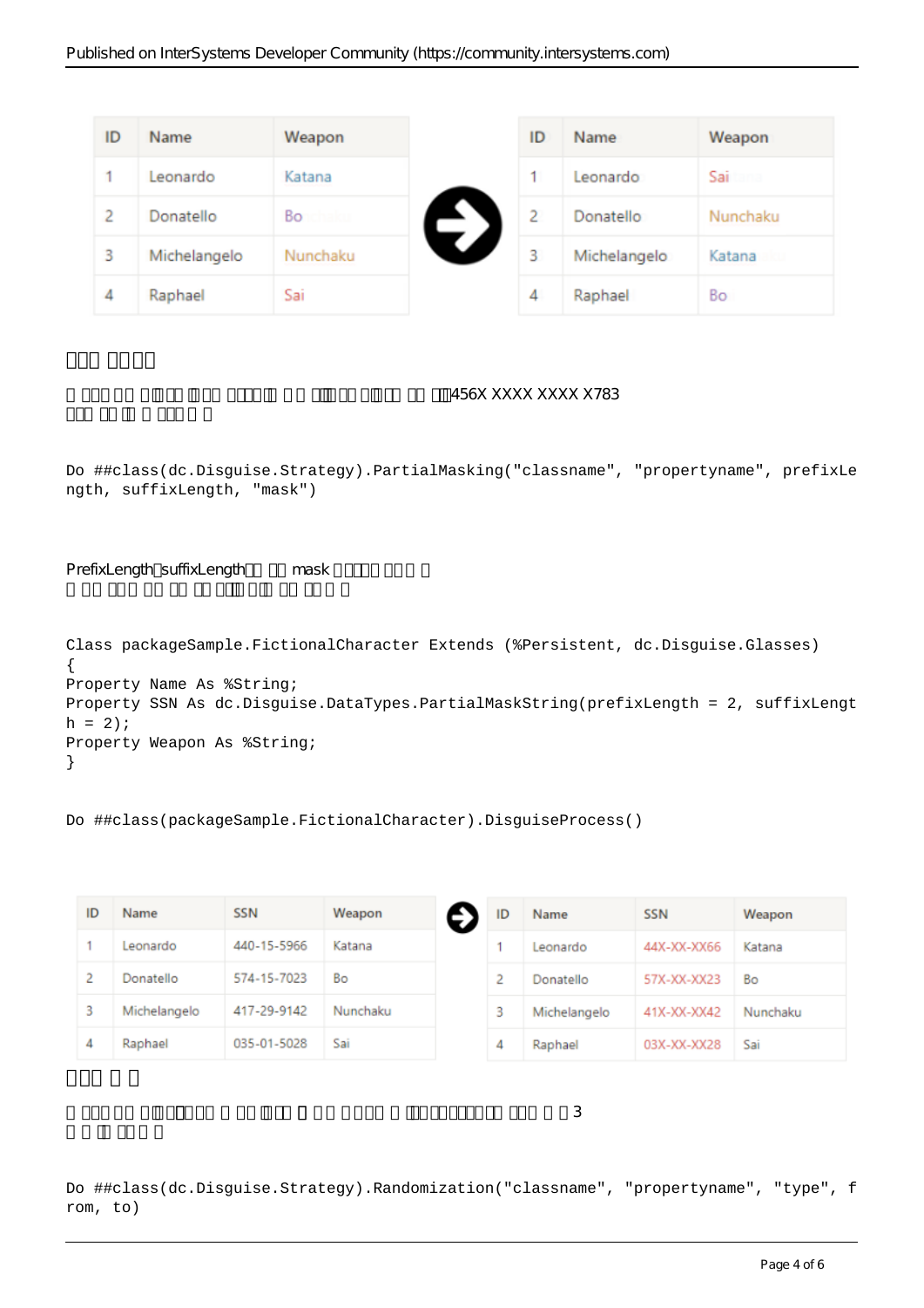| ID | Name | Weapon |
|---|---|---|
| 1 | Leonardo | Katana |
| 2 | Donatello | Bo |
| 3 | Michelangelo | Nunchaku |
| 4 | Raphael | Sai |

| ID | Name | Weapon |
|---|---|---|
| 1 | Leonardo | Sai |
| 2 | Donatello | Nunchaku |
| 3 | Michelangelo | Katana |
| 4 | Raphael | Bo |

## □□□ □□□□

□ □□□ □□ □□□ □□□ □□□□□ □ □ □□□□ □□□ □□ □□456X XXXX XXXX X783 □□□ □□ □□ □ □□□ □ □

```
Do ##class(dc.Disguise.Strategy).PartialMasking("classname", "propertyname", prefixLength, suffixLength, "mask")
```

PrefixLength□suffixLength□□ □□ mask □□□□ □□□ □
□ □□ □□□ □□ □□ □□ □□□ □□ □□ □□ □ □

```
Class packageSample.FictionalCharacter Extends (%Persistent, dc.Disguise.Glasses)
{
Property Name As %String;
Property SSN As dc.Disguise.DataTypes.PartialMaskString(prefixLength = 2, suffixLength = 2);
Property Weapon As %String;
}
```

```
Do ##class(packageSample.FictionalCharacter).DisguiseProcess()
```

| ID | Name | SSN | Weapon |
|---|---|---|---|
| 1 | Leonardo | 440-15-5966 | Katana |
| 2 | Donatello | 574-15-7023 | Bo |
| 3 | Michelangelo | 417-29-9142 | Nunchaku |
| 4 | Raphael | 035-01-5028 | Sai |

| ID | Name | SSN | Weapon |
|---|---|---|---|
| 1 | Leonardo | 44X-XX-XX66 | Katana |
| 2 | Donatello | 57X-XX-XX23 | Bo |
| 3 | Michelangelo | 41X-XX-XX42 | Nunchaku |
| 4 | Raphael | 03X-XX-XX28 | Sai |

## □□□ □ □

□ □□□ □□ □□□□□ □ □□ □□ □ □□ □□□□ □ □□□□□□□□ □□□ □ □3 □ □ □□ □□□ □

```
Do ##class(dc.Disguise.Strategy).Randomization("classname", "propertyname", "type", from, to)
```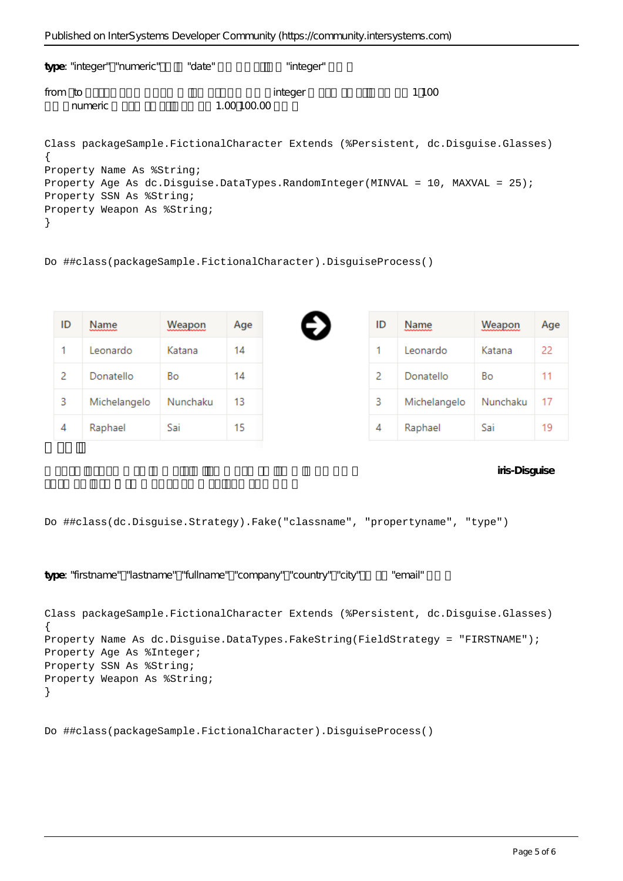**type**: "integer"□"numeric"□□ □□ "date" □□ □□ □□□□ □ "integer" □□□

from □to □□□□□ □□□ □□□□□ □ □□□ □□□□□ □□ □ integer □ □□□ □□ □□□ □□ □□ 1□100 □□ □ numeric □ □□□ □□ □□□ □□ □□ 1.00□100.00 □□ □

```
Class packageSample.FictionalCharacter Extends (%Persistent, dc.Disguise.Glasses)
{
Property Name As %String;
Property Age As dc.Disguise.DataTypes.RandomInteger(MINVAL = 10, MAXVAL = 25);
Property SSN As %String;
Property Weapon As %String;
}
```

```
Do ##class(packageSample.FictionalCharacter).DisguiseProcess()
```

| ID | Name | Weapon | Age |
|---|---|---|---|
| 1 | Leonardo | Katana | 14 |
| 2 | Donatello | Bo | 14 |
| 3 | Michelangelo | Nunchaku | 13 |
| 4 | Raphael | Sai | 15 |

| ID | Name | Weapon | Age |
|---|---|---|---|
| 1 | Leonardo | Katana | 22 |
| 2 | Donatello | Bo | 11 |
| 3 | Michelangelo | Nunchaku | 17 |
| 4 | Raphael | Sai | 19 |

□ □□ □□

□ □□□□ □□□□ □ □□ □□ □ □□□□ □□□ □ □□□ □□ □□□ □ □□ □□ □□ □ **iris-Disguise** □□ □□ □□ □□□ □ □□ □ □□□□ □□ □ □□□□□ □□□ □□ □

```
Do ##class(dc.Disguise.Strategy).Fake("classname", "propertyname", "type")
```

**type**: "firstname"□"lastname"□"fullname"□"company"□"country"□"city"□□ □□ "email" □□ □

```
Class packageSample.FictionalCharacter Extends (%Persistent, dc.Disguise.Glasses)
{
Property Name As dc.Disguise.DataTypes.FakeString(FieldStrategy = "FIRSTNAME");
Property Age As %Integer;
Property SSN As %String;
Property Weapon As %String;
}
```

```
Do ##class(packageSample.FictionalCharacter).DisguiseProcess()
```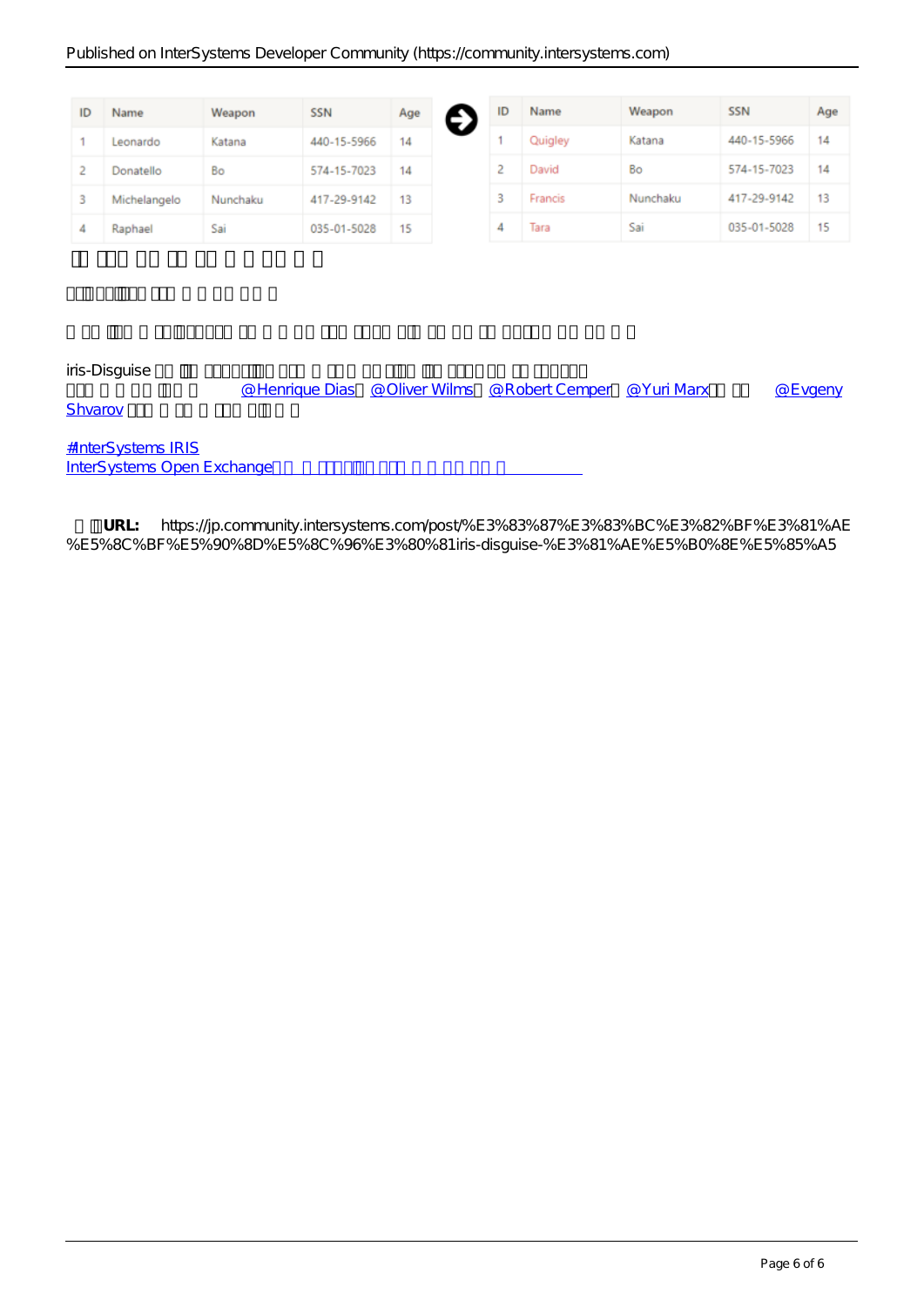| ID | Name | Weapon | SSN | Age |
| --- | --- | --- | --- | --- |
| 1 | Leonardo | Katana | 440-15-5966 | 14 |
| 2 | Donatello | Bo | 574-15-7023 | 14 |
| 3 | Michelangelo | Nunchaku | 417-29-9142 | 13 |
| 4 | Raphael | Sai | 035-01-5028 | 15 |

➔

| ID | Name | Weapon | SSN | Age |
| --- | --- | --- | --- | --- |
| 1 | Quigley | Katana | 440-15-5966 | 14 |
| 2 | David | Bo | 574-15-7023 | 14 |
| 3 | Francis | Nunchaku | 417-29-9142 | 13 |
| 4 | Tara | Sai | 035-01-5028 | 15 |

iris-Disguise
@Henrique Dias @Oliver Wilms @Robert Cemper @Yuri Marx @Evgeny Shvarov

#InterSystems IRIS
InterSystems Open Exchange

**URL:** https://jp.community.intersystems.com/post/%E3%83%87%E3%83%BC%E3%82%BF%E3%81%AE%E5%8C%BF%E5%90%8D%E5%8C%96%E3%80%81iris-disguise-%E3%81%AE%E5%B0%8E%E5%85%A5